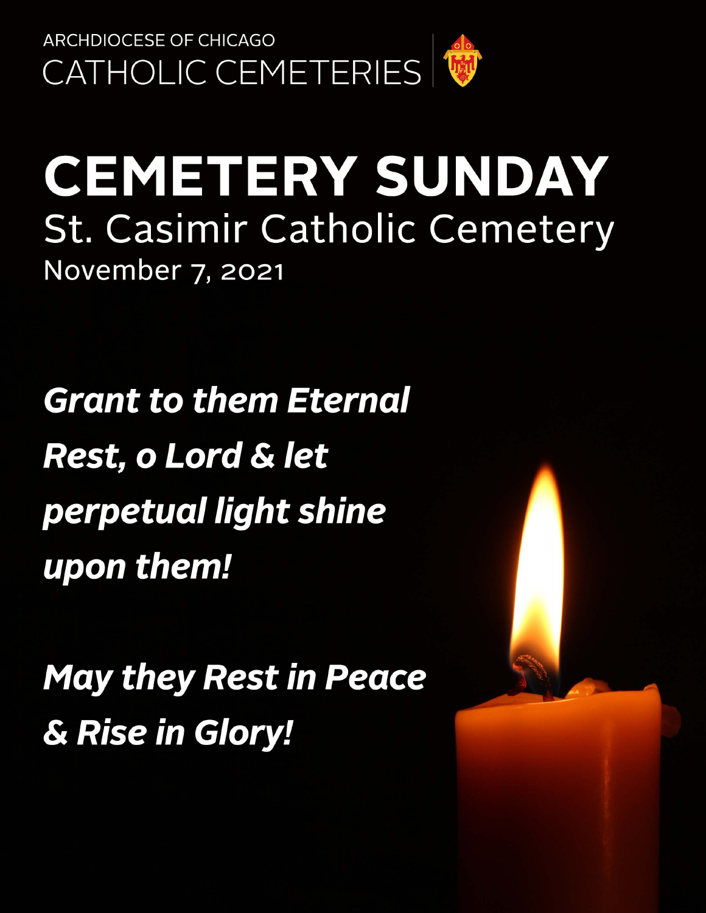ARCHDIOCESE OF CHICAGO

CATHOLIC CEMETERIES

# CEMETERY SUNDAY

## St. Casimir Catholic Cemetery

November 7, 2021

***Grant to them Eternal Rest, o Lord & let perpetual light shine upon them!***

***May they Rest in Peace & Rise in Glory!***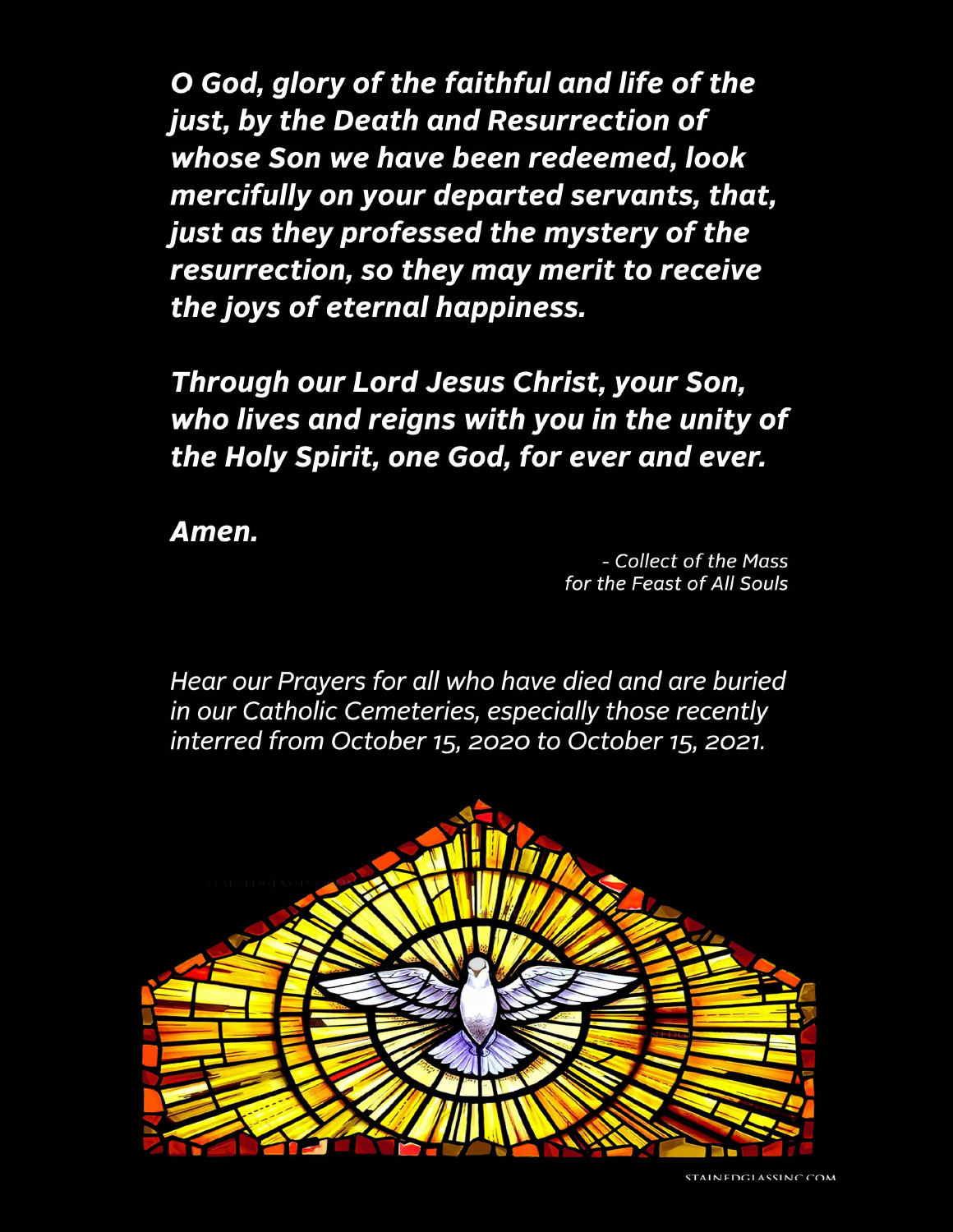***O God, glory of the faithful and life of the just, by the Death and Resurrection of whose Son we have been redeemed, look mercifully on your departed servants, that, just as they professed the mystery of the resurrection, so they may merit to receive the joys of eternal happiness.***

***Through our Lord Jesus Christ, your Son, who lives and reigns with you in the unity of the Holy Spirit, one God, for ever and ever.***

***Amen.***

*- Collect of the Mass for the Feast of All Souls*

*Hear our Prayers for all who have died and are buried in our Catholic Cemeteries, especially those recently interred from October 15, 2020 to October 15, 2021.*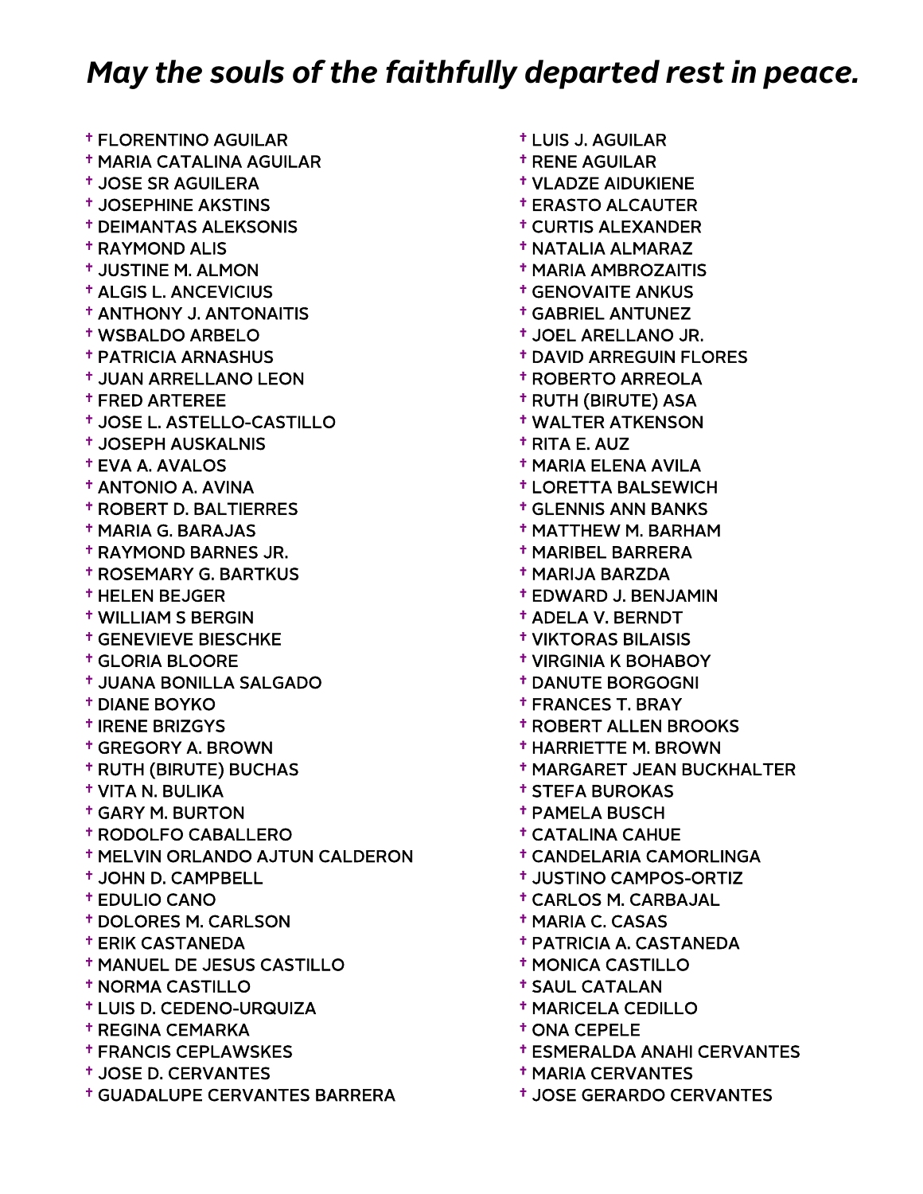## *May the souls of the faithfully departed rest in peace.*

- † FLORENTINO AGUILAR
- † MARIA CATALINA AGUILAR
- † JOSE SR AGUILERA
- † JOSEPHINE AKSTINS
- † DEIMANTAS ALEKSONIS
- † RAYMOND ALIS
- † JUSTINE M. ALMON
- † ALGIS L. ANCEVICIUS
- † ANTHONY J. ANTONAITIS
- † WSBALDO ARBELO
- † PATRICIA ARNASHUS
- † JUAN ARRELLANO LEON
- † FRED ARTEREE
- † JOSE L. ASTELLO-CASTILLO
- † JOSEPH AUSKALNIS
- † EVA A. AVALOS
- † ANTONIO A. AVINA
- † ROBERT D. BALTIERRES
- † MARIA G. BARAJAS
- † RAYMOND BARNES JR.
- † ROSEMARY G. BARTKUS
- † HELEN BEJGER
- † WILLIAM S BERGIN
- † GENEVIEVE BIESCHKE
- † GLORIA BLOORE
- † JUANA BONILLA SALGADO
- † DIANE BOYKO
- † IRENE BRIZGYS
- † GREGORY A. BROWN
- † RUTH (BIRUTE) BUCHAS
- † VITA N. BULIKA
- † GARY M. BURTON
- † RODOLFO CABALLERO
- † MELVIN ORLANDO AJTUN CALDERON
- † JOHN D. CAMPBELL
- † EDULIO CANO
- † DOLORES M. CARLSON
- † ERIK CASTANEDA
- † MANUEL DE JESUS CASTILLO
- † NORMA CASTILLO
- † LUIS D. CEDENO-URQUIZA
- † REGINA CEMARKA
- † FRANCIS CEPLAWSKES
- † JOSE D. CERVANTES
- † GUADALUPE CERVANTES BARRERA
- † LUIS J. AGUILAR
- † RENE AGUILAR
- † VLADZE AIDUKIENE
- † ERASTO ALCAUTER
- † CURTIS ALEXANDER
- † NATALIA ALMARAZ
- † MARIA AMBROZAITIS
- † GENOVAITE ANKUS
- † GABRIEL ANTUNEZ
- † JOEL ARELLANO JR.
- † DAVID ARREGUIN FLORES
- † ROBERTO ARREOLA
- † RUTH (BIRUTE) ASA
- † WALTER ATKENSON
- † RITA E. AUZ
- † MARIA ELENA AVILA
- † LORETTA BALSEWICH
- † GLENNIS ANN BANKS
- † MATTHEW M. BARHAM
- † MARIBEL BARRERA
- † MARIJA BARZDA
- † EDWARD J. BENJAMIN
- † ADELA V. BERNDT
- † VIKTORAS BILAISIS
- † VIRGINIA K BOHABOY
- † DANUTE BORGOGNI
- † FRANCES T. BRAY
- † ROBERT ALLEN BROOKS
- † HARRIETTE M. BROWN
- † MARGARET JEAN BUCKHALTER
- † STEFA BUROKAS
- † PAMELA BUSCH
- † CATALINA CAHUE
- † CANDELARIA CAMORLINGA
- † JUSTINO CAMPOS-ORTIZ
- † CARLOS M. CARBAJAL
- † MARIA C. CASAS
- † PATRICIA A. CASTANEDA
- † MONICA CASTILLO
- † SAUL CATALAN
- † MARICELA CEDILLO
- † ONA CEPELE
- † ESMERALDA ANAHI CERVANTES
- † MARIA CERVANTES
- † JOSE GERARDO CERVANTES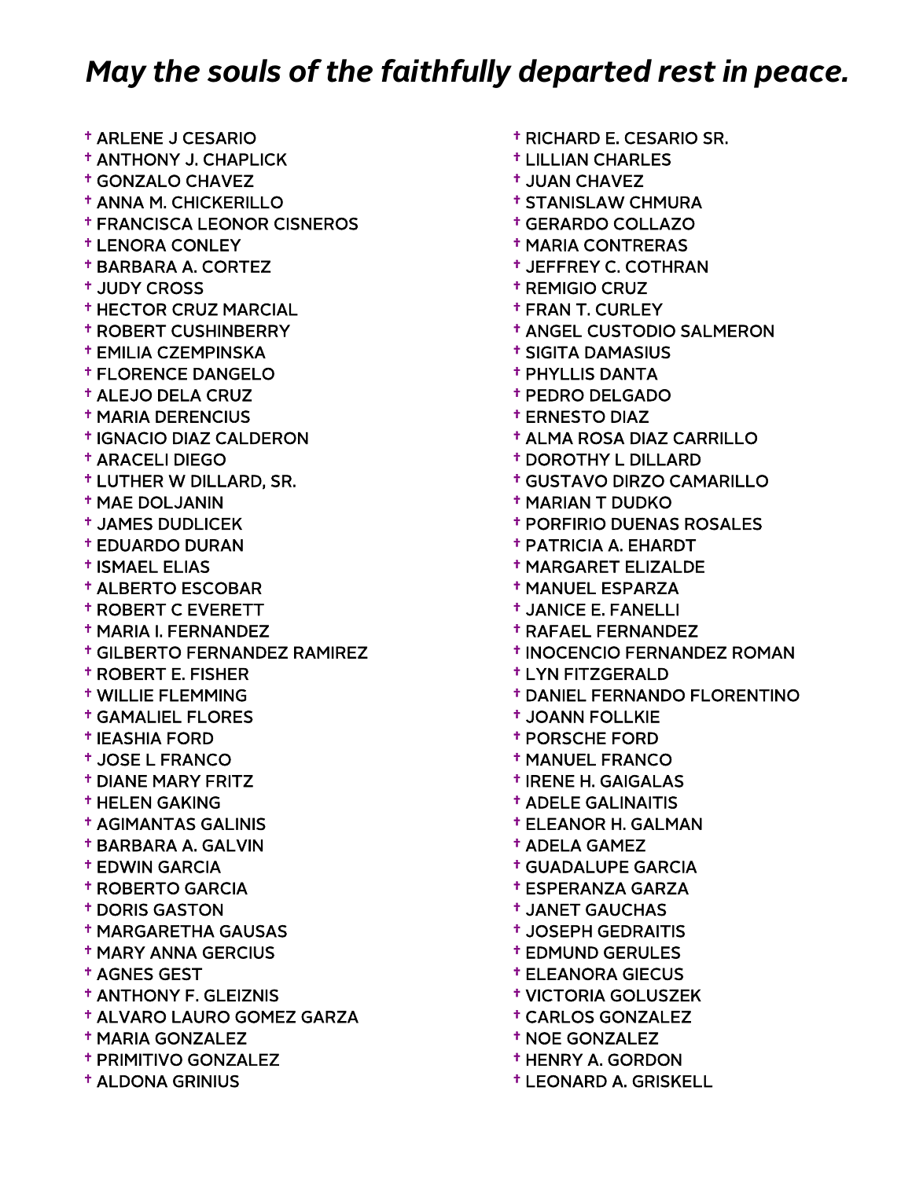## *May the souls of the faithfully departed rest in peace.*

- † ARLENE J CESARIO
- † ANTHONY J. CHAPLICK
- † GONZALO CHAVEZ
- † ANNA M. CHICKERILLO
- † FRANCISCA LEONOR CISNEROS
- † LENORA CONLEY
- † BARBARA A. CORTEZ
- † JUDY CROSS
- † HECTOR CRUZ MARCIAL
- † ROBERT CUSHINBERRY
- † EMILIA CZEMPINSKA
- † FLORENCE DANGELO
- † ALEJO DELA CRUZ
- † MARIA DERENCIUS
- † IGNACIO DIAZ CALDERON
- † ARACELI DIEGO
- † LUTHER W DILLARD, SR.
- † MAE DOLJANIN
- † JAMES DUDLICEK
- † EDUARDO DURAN
- † ISMAEL ELIAS
- † ALBERTO ESCOBAR
- † ROBERT C EVERETT
- † MARIA I. FERNANDEZ
- † GILBERTO FERNANDEZ RAMIREZ
- † ROBERT E. FISHER
- † WILLIE FLEMMING
- † GAMALIEL FLORES
- † IEASHIA FORD
- † JOSE L FRANCO
- † DIANE MARY FRITZ
- † HELEN GAKING
- † AGIMANTAS GALINIS
- † BARBARA A. GALVIN
- † EDWIN GARCIA
- † ROBERTO GARCIA
- † DORIS GASTON
- † MARGARETHA GAUSAS
- † MARY ANNA GERCIUS
- † AGNES GEST
- † ANTHONY F. GLEIZNIS
- † ALVARO LAURO GOMEZ GARZA
- † MARIA GONZALEZ
- † PRIMITIVO GONZALEZ
- † ALDONA GRINIUS
- † RICHARD E. CESARIO SR.
- † LILLIAN CHARLES
- † JUAN CHAVEZ
- † STANISLAW CHMURA
- † GERARDO COLLAZO
- † MARIA CONTRERAS
- † JEFFREY C. COTHRAN
- † REMIGIO CRUZ
- † FRAN T. CURLEY
- † ANGEL CUSTODIO SALMERON
- † SIGITA DAMASIUS
- † PHYLLIS DANTA
- † PEDRO DELGADO
- † ERNESTO DIAZ
- † ALMA ROSA DIAZ CARRILLO
- † DOROTHY L DILLARD
- † GUSTAVO DIRZO CAMARILLO
- † MARIAN T DUDKO
- † PORFIRIO DUENAS ROSALES
- † PATRICIA A. EHARDT
- † MARGARET ELIZALDE
- † MANUEL ESPARZA
- † JANICE E. FANELLI
- † RAFAEL FERNANDEZ
- † INOCENCIO FERNANDEZ ROMAN
- † LYN FITZGERALD
- † DANIEL FERNANDO FLORENTINO
- † JOANN FOLLKIE
- † PORSCHE FORD
- † MANUEL FRANCO
- † IRENE H. GAIGALAS
- † ADELE GALINAITIS
- † ELEANOR H. GALMAN
- † ADELA GAMEZ
- † GUADALUPE GARCIA
- † ESPERANZA GARZA
- † JANET GAUCHAS
- † JOSEPH GEDRAITIS
- † EDMUND GERULES
- † ELEANORA GIECUS
- † VICTORIA GOLUSZEK
- † CARLOS GONZALEZ
- † NOE GONZALEZ
- † HENRY A. GORDON
- † LEONARD A. GRISKELL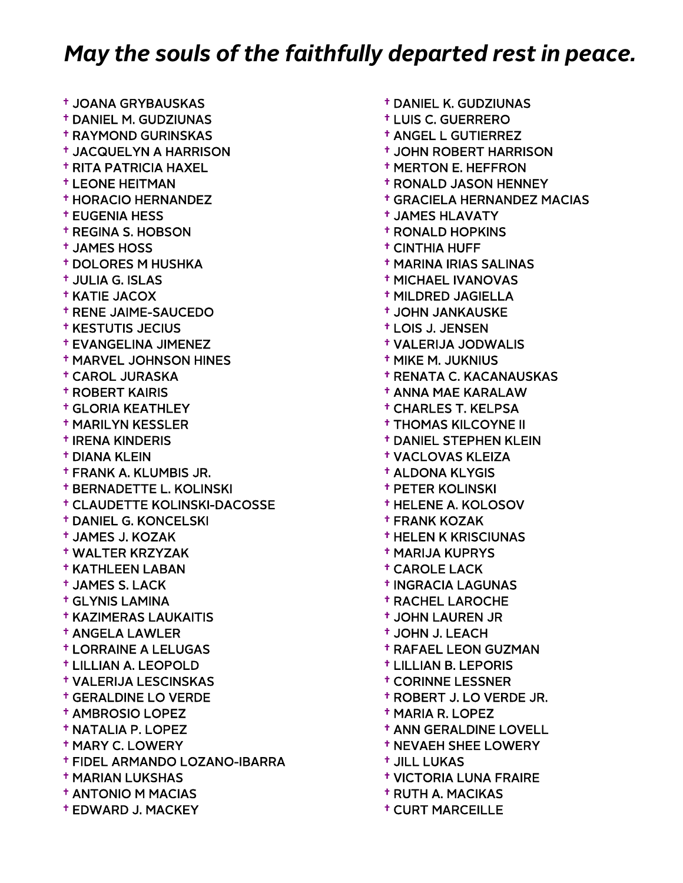# *May the souls of the faithfully departed rest in peace.*

- † JOANA GRYBAUSKAS
- † DANIEL M. GUDZIUNAS
- † RAYMOND GURINSKAS
- † JACQUELYN A HARRISON
- † RITA PATRICIA HAXEL
- † LEONE HEITMAN
- † HORACIO HERNANDEZ
- † EUGENIA HESS
- † REGINA S. HOBSON
- † JAMES HOSS
- † DOLORES M HUSHKA
- † JULIA G. ISLAS
- † KATIE JACOX
- † RENE JAIME-SAUCEDO
- † KESTUTIS JECIUS
- † EVANGELINA JIMENEZ
- † MARVEL JOHNSON HINES
- † CAROL JURASKA
- † ROBERT KAIRIS
- † GLORIA KEATHLEY
- † MARILYN KESSLER
- † IRENA KINDERIS
- † DIANA KLEIN
- † FRANK A. KLUMBIS JR.
- † BERNADETTE L. KOLINSKI
- † CLAUDETTE KOLINSKI-DACOSSE
- † DANIEL G. KONCELSKI
- † JAMES J. KOZAK
- † WALTER KRZYZAK
- † KATHLEEN LABAN
- † JAMES S. LACK
- † GLYNIS LAMINA
- † KAZIMERAS LAUKAITIS
- † ANGELA LAWLER
- † LORRAINE A LELUGAS
- † LILLIAN A. LEOPOLD
- † VALERIJA LESCINSKAS
- † GERALDINE LO VERDE
- † AMBROSIO LOPEZ
- † NATALIA P. LOPEZ
- † MARY C. LOWERY
- † FIDEL ARMANDO LOZANO-IBARRA
- † MARIAN LUKSHAS
- † ANTONIO M MACIAS
- † EDWARD J. MACKEY
- † DANIEL K. GUDZIUNAS
- † LUIS C. GUERRERO
- † ANGEL L GUTIERREZ
- † JOHN ROBERT HARRISON
- † MERTON E. HEFFRON
- † RONALD JASON HENNEY
- † GRACIELA HERNANDEZ MACIAS
- † JAMES HLAVATY
- † RONALD HOPKINS
- † CINTHIA HUFF
- † MARINA IRIAS SALINAS
- † MICHAEL IVANOVAS
- † MILDRED JAGIELLA
- † JOHN JANKAUSKE
- † LOIS J. JENSEN
- † VALERIJA JODWALIS
- † MIKE M. JUKNIUS
- † RENATA C. KACANAUSKAS
- † ANNA MAE KARALAW
- † CHARLES T. KELPSA
- † THOMAS KILCOYNE II
- † DANIEL STEPHEN KLEIN
- † VACLOVAS KLEIZA
- † ALDONA KLYGIS
- † PETER KOLINSKI
- † HELENE A. KOLOSOV
- † FRANK KOZAK
- † HELEN K KRISCIUNAS
- † MARIJA KUPRYS
- † CAROLE LACK
- † INGRACIA LAGUNAS
- † RACHEL LAROCHE
- † JOHN LAUREN JR
- † JOHN J. LEACH
- † RAFAEL LEON GUZMAN
- † LILLIAN B. LEPORIS
- † CORINNE LESSNER
- † ROBERT J. LO VERDE JR.
- † MARIA R. LOPEZ
- † ANN GERALDINE LOVELL
- † NEVAEH SHEE LOWERY
- † JILL LUKAS
- † VICTORIA LUNA FRAIRE
- † RUTH A. MACIKAS
- † CURT MARCEILLE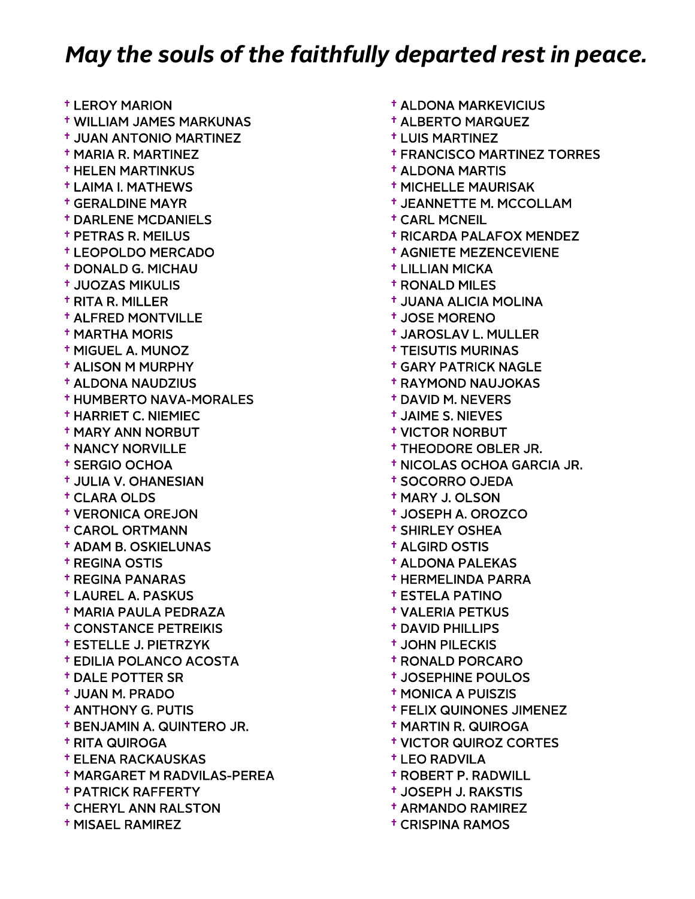## *May the souls of the faithfully departed rest in peace.*

- † LEROY MARION
- † WILLIAM JAMES MARKUNAS
- † JUAN ANTONIO MARTINEZ
- † MARIA R. MARTINEZ
- † HELEN MARTINKUS
- † LAIMA I. MATHEWS
- † GERALDINE MAYR
- † DARLENE MCDANIELS
- † PETRAS R. MEILUS
- † LEOPOLDO MERCADO
- † DONALD G. MICHAU
- † JUOZAS MIKULIS
- † RITA R. MILLER
- † ALFRED MONTVILLE
- † MARTHA MORIS
- † MIGUEL A. MUNOZ
- † ALISON M MURPHY
- † ALDONA NAUDZIUS
- † HUMBERTO NAVA-MORALES
- † HARRIET C. NIEMIEC
- † MARY ANN NORBUT
- † NANCY NORVILLE
- † SERGIO OCHOA
- † JULIA V. OHANESIAN
- † CLARA OLDS
- † VERONICA OREJON
- † CAROL ORTMANN
- † ADAM B. OSKIELUNAS
- † REGINA OSTIS
- † REGINA PANARAS
- † LAUREL A. PASKUS
- † MARIA PAULA PEDRAZA
- † CONSTANCE PETREIKIS
- † ESTELLE J. PIETRZYK
- † EDILIA POLANCO ACOSTA
- † DALE POTTER SR
- † JUAN M. PRADO
- † ANTHONY G. PUTIS
- † BENJAMIN A. QUINTERO JR.
- † RITA QUIROGA
- † ELENA RACKAUSKAS
- † MARGARET M RADVILAS-PEREA
- † PATRICK RAFFERTY
- † CHERYL ANN RALSTON
- † MISAEL RAMIREZ
- † ALDONA MARKEVICIUS
- † ALBERTO MARQUEZ
- † LUIS MARTINEZ
- † FRANCISCO MARTINEZ TORRES
- † ALDONA MARTIS
- † MICHELLE MAURISAK
- † JEANNETTE M. MCCOLLAM
- † CARL MCNEIL
- † RICARDA PALAFOX MENDEZ
- † AGNIETE MEZENCEVIENE
- † LILLIAN MICKA
- † RONALD MILES
- † JUANA ALICIA MOLINA
- † JOSE MORENO
- † JAROSLAV L. MULLER
- † TEISUTIS MURINAS
- † GARY PATRICK NAGLE
- † RAYMOND NAUJOKAS
- † DAVID M. NEVERS
- † JAIME S. NIEVES
- † VICTOR NORBUT
- † THEODORE OBLER JR.
- † NICOLAS OCHOA GARCIA JR.
- † SOCORRO OJEDA
- † MARY J. OLSON
- † JOSEPH A. OROZCO
- † SHIRLEY OSHEA
- † ALGIRD OSTIS
- † ALDONA PALEKAS
- † HERMELINDA PARRA
- † ESTELA PATINO
- † VALERIA PETKUS
- † DAVID PHILLIPS
- † JOHN PILECKIS
- † RONALD PORCARO
- † JOSEPHINE POULOS
- † MONICA A PUISZIS
- † FELIX QUINONES JIMENEZ
- † MARTIN R. QUIROGA
- † VICTOR QUIROZ CORTES
- † LEO RADVILA
- † ROBERT P. RADWILL
- † JOSEPH J. RAKSTIS
- † ARMANDO RAMIREZ
- † CRISPINA RAMOS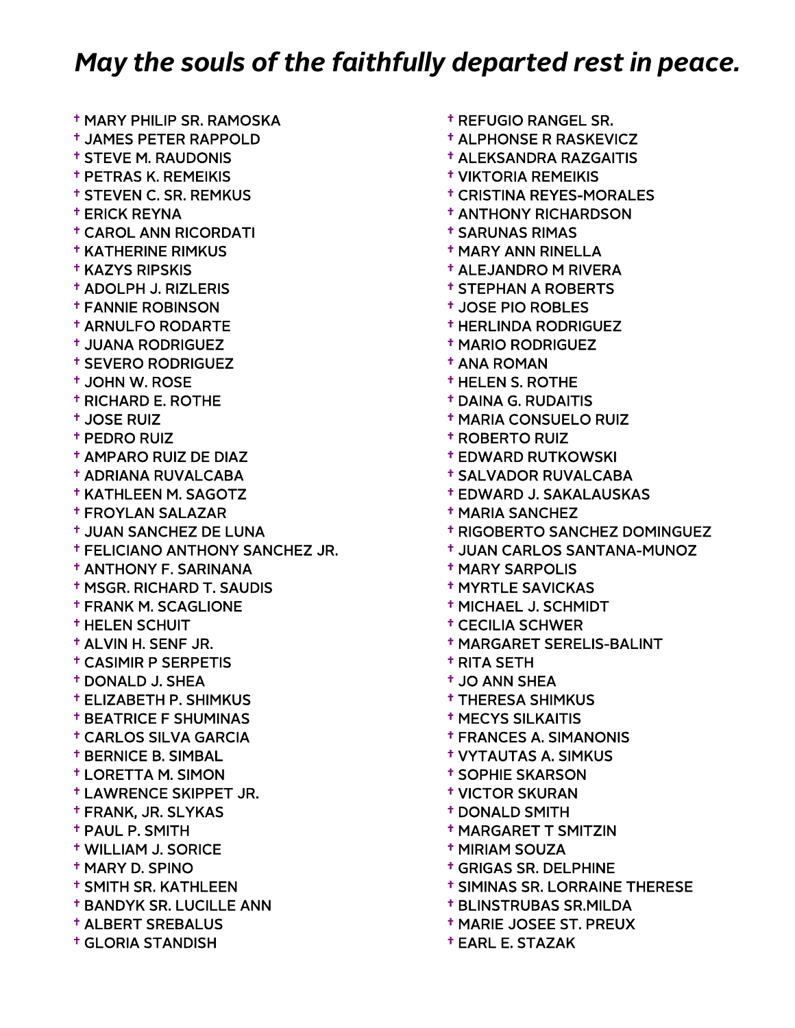## *May the souls of the faithfully departed rest in peace.*

- † MARY PHILIP SR. RAMOSKA
- † JAMES PETER RAPPOLD
- † STEVE M. RAUDONIS
- † PETRAS K. REMEIKIS
- † STEVEN C. SR. REMKUS
- † ERICK REYNA
- † CAROL ANN RICORDATI
- † KATHERINE RIMKUS
- † KAZYS RIPSKIS
- † ADOLPH J. RIZLERIS
- † FANNIE ROBINSON
- † ARNULFO RODARTE
- † JUANA RODRIGUEZ
- † SEVERO RODRIGUEZ
- † JOHN W. ROSE
- † RICHARD E. ROTHE
- † JOSE RUIZ
- † PEDRO RUIZ
- † AMPARO RUIZ DE DIAZ
- † ADRIANA RUVALCABA
- † KATHLEEN M. SAGOTZ
- † FROYLAN SALAZAR
- † JUAN SANCHEZ DE LUNA
- † FELICIANO ANTHONY SANCHEZ JR.
- † ANTHONY F. SARINANA
- † MSGR. RICHARD T. SAUDIS
- † FRANK M. SCAGLIONE
- † HELEN SCHUIT
- † ALVIN H. SENF JR.
- † CASIMIR P SERPETIS
- † DONALD J. SHEA
- † ELIZABETH P. SHIMKUS
- † BEATRICE F SHUMINAS
- † CARLOS SILVA GARCIA
- † BERNICE B. SIMBAL
- † LORETTA M. SIMON
- † LAWRENCE SKIPPET JR.
- † FRANK, JR. SLYKAS
- † PAUL P. SMITH
- † WILLIAM J. SORICE
- † MARY D. SPINO
- † SMITH SR. KATHLEEN
- † BANDYK SR. LUCILLE ANN
- † ALBERT SREBALUS
- † GLORIA STANDISH
- † REFUGIO RANGEL SR.
- † ALPHONSE R RASKEVICZ
- † ALEKSANDRA RAZGAITIS
- † VIKTORIA REMEIKIS
- † CRISTINA REYES-MORALES
- † ANTHONY RICHARDSON
- † SARUNAS RIMAS
- † MARY ANN RINELLA
- † ALEJANDRO M RIVERA
- † STEPHAN A ROBERTS
- † JOSE PIO ROBLES
- † HERLINDA RODRIGUEZ
- † MARIO RODRIGUEZ
- † ANA ROMAN
- † HELEN S. ROTHE
- † DAINA G. RUDAITIS
- † MARIA CONSUELO RUIZ
- † ROBERTO RUIZ
- † EDWARD RUTKOWSKI
- † SALVADOR RUVALCABA
- † EDWARD J. SAKALAUSKAS
- † MARIA SANCHEZ
- † RIGOBERTO SANCHEZ DOMINGUEZ
- † JUAN CARLOS SANTANA-MUNOZ
- † MARY SARPOLIS
- † MYRTLE SAVICKAS
- † MICHAEL J. SCHMIDT
- † CECILIA SCHWER
- † MARGARET SERELIS-BALINT
- † RITA SETH
- † JO ANN SHEA
- † THERESA SHIMKUS
- † MECYS SILKAITIS
- † FRANCES A. SIMANONIS
- † VYTAUTAS A. SIMKUS
- † SOPHIE SKARSON
- † VICTOR SKURAN
- † DONALD SMITH
- † MARGARET T SMITZIN
- † MIRIAM SOUZA
- † GRIGAS SR. DELPHINE
- † SIMINAS SR. LORRAINE THERESE
- † BLINSTRUBAS SR.MILDA
- † MARIE JOSEE ST. PREUX
- † EARL E. STAZAK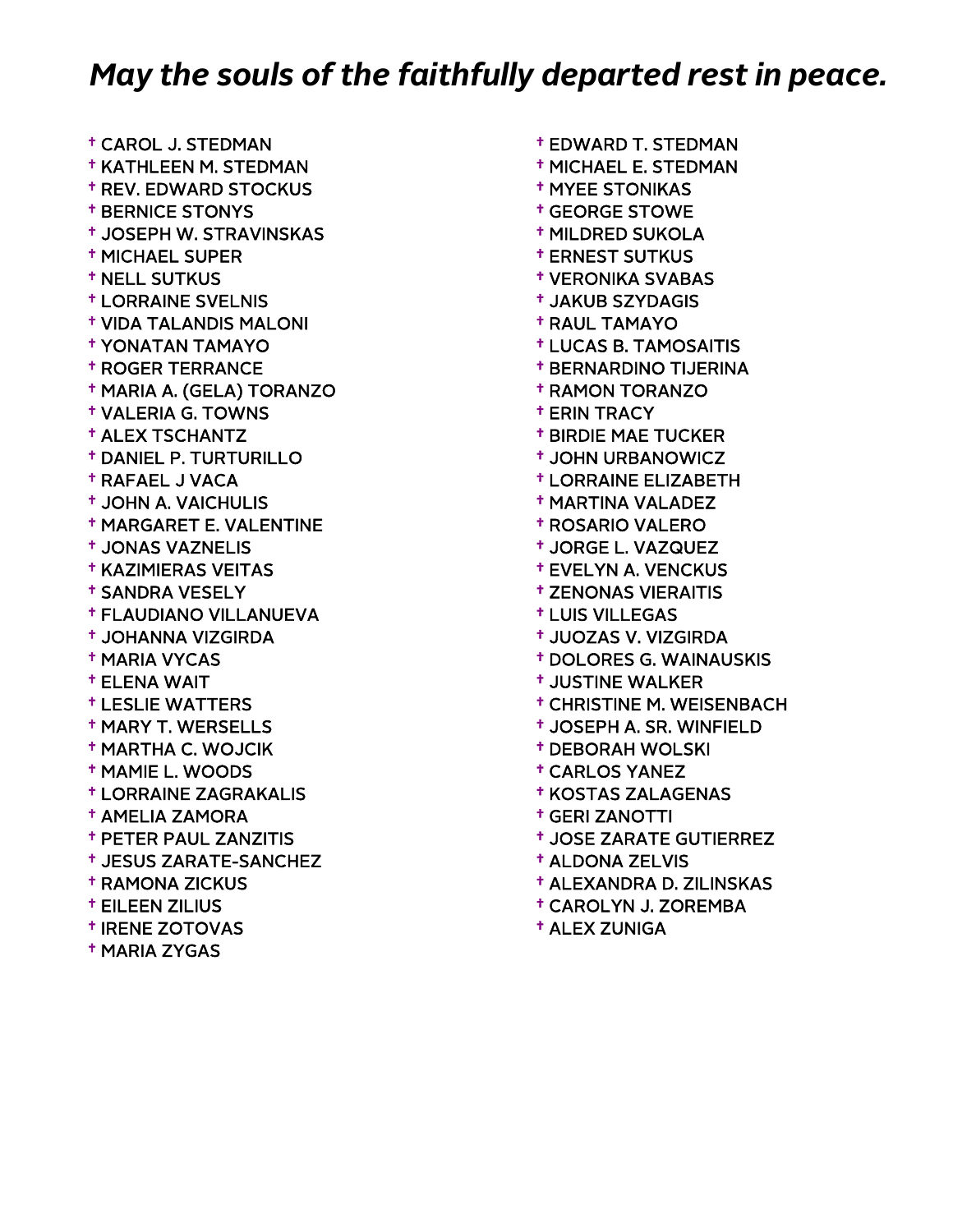## *May the souls of the faithfully departed rest in peace.*

- † CAROL J. STEDMAN
- † KATHLEEN M. STEDMAN
- † REV. EDWARD STOCKUS
- † BERNICE STONYS
- † JOSEPH W. STRAVINSKAS
- † MICHAEL SUPER
- † NELL SUTKUS
- † LORRAINE SVELNIS
- † VIDA TALANDIS MALONI
- † YONATAN TAMAYO
- † ROGER TERRANCE
- † MARIA A. (GELA) TORANZO
- † VALERIA G. TOWNS
- † ALEX TSCHANTZ
- † DANIEL P. TURTURILLO
- † RAFAEL J VACA
- † JOHN A. VAICHULIS
- † MARGARET E. VALENTINE
- † JONAS VAZNELIS
- † KAZIMIERAS VEITAS
- † SANDRA VESELY
- † FLAUDIANO VILLANUEVA
- † JOHANNA VIZGIRDA
- † MARIA VYCAS
- † ELENA WAIT
- † LESLIE WATTERS
- † MARY T. WERSELLS
- † MARTHA C. WOJCIK
- † MAMIE L. WOODS
- † LORRAINE ZAGRAKALIS
- † AMELIA ZAMORA
- † PETER PAUL ZANZITIS
- † JESUS ZARATE-SANCHEZ
- † RAMONA ZICKUS
- † EILEEN ZILIUS
- † IRENE ZOTOVAS
- † MARIA ZYGAS
- † EDWARD T. STEDMAN
- † MICHAEL E. STEDMAN
- † MYEE STONIKAS
- † GEORGE STOWE
- † MILDRED SUKOLA
- † ERNEST SUTKUS
- † VERONIKA SVABAS
- † JAKUB SZYDAGIS
- † RAUL TAMAYO
- † LUCAS B. TAMOSAITIS
- † BERNARDINO TIJERINA
- † RAMON TORANZO
- † ERIN TRACY
- † BIRDIE MAE TUCKER
- † JOHN URBANOWICZ
- † LORRAINE ELIZABETH
- † MARTINA VALADEZ
- † ROSARIO VALERO
- † JORGE L. VAZQUEZ
- † EVELYN A. VENCKUS
- † ZENONAS VIERAITIS
- † LUIS VILLEGAS
- † JUOZAS V. VIZGIRDA
- † DOLORES G. WAINAUSKIS
- † JUSTINE WALKER
- † CHRISTINE M. WEISENBACH
- † JOSEPH A. SR. WINFIELD
- † DEBORAH WOLSKI
- † CARLOS YANEZ
- † KOSTAS ZALAGENAS
- † GERI ZANOTTI
- † JOSE ZARATE GUTIERREZ
- † ALDONA ZELVIS
- † ALEXANDRA D. ZILINSKAS
- † CAROLYN J. ZOREMBA
- † ALEX ZUNIGA